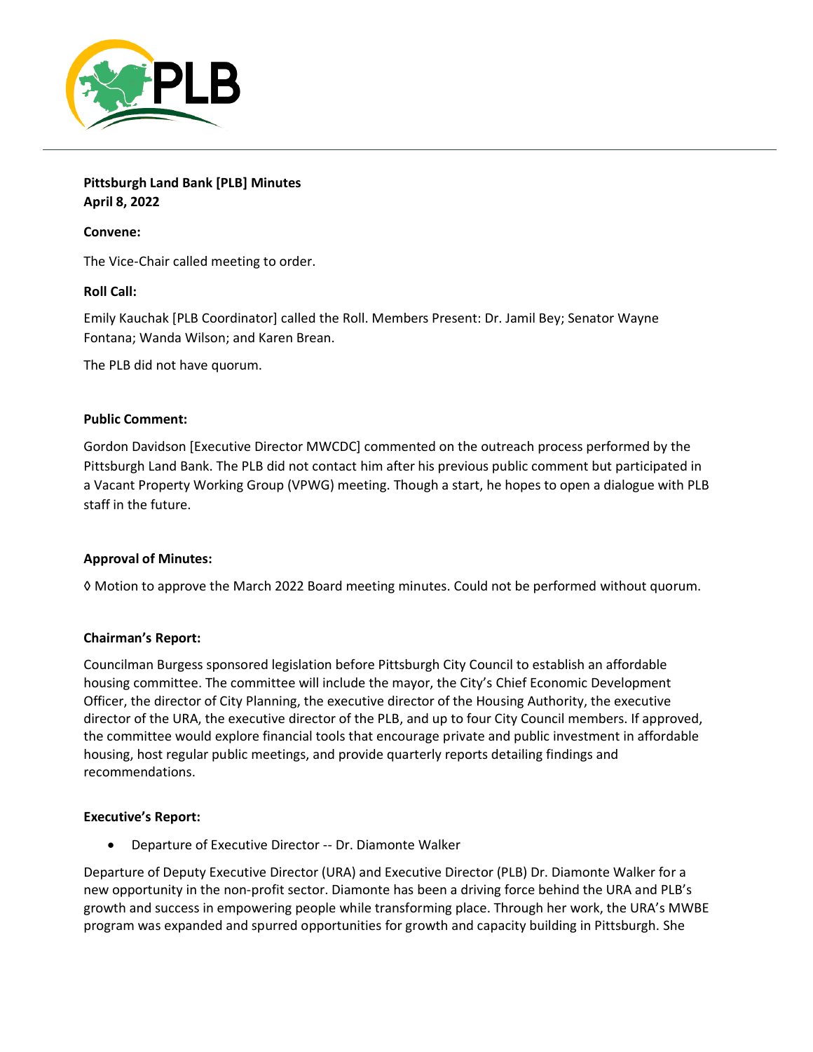**Pittsburgh Land Bank [PLB] Minutes**
**April 8, 2022**

**Convene:**

The Vice-Chair called meeting to order.

**Roll Call:**

Emily Kauchak [PLB Coordinator] called the Roll. Members Present: Dr. Jamil Bey; Senator Wayne Fontana; Wanda Wilson; and Karen Brean.

The PLB did not have quorum.

**Public Comment:**

Gordon Davidson [Executive Director MWCDC] commented on the outreach process performed by the Pittsburgh Land Bank. The PLB did not contact him after his previous public comment but participated in a Vacant Property Working Group (VPWG) meeting. Though a start, he hopes to open a dialogue with PLB staff in the future.

**Approval of Minutes:**

◊ Motion to approve the March 2022 Board meeting minutes. Could not be performed without quorum.

**Chairman's Report:**

Councilman Burgess sponsored legislation before Pittsburgh City Council to establish an affordable housing committee. The committee will include the mayor, the City's Chief Economic Development Officer, the director of City Planning, the executive director of the Housing Authority, the executive director of the URA, the executive director of the PLB, and up to four City Council members. If approved, the committee would explore financial tools that encourage private and public investment in affordable housing, host regular public meetings, and provide quarterly reports detailing findings and recommendations.

**Executive's Report:**

- Departure of Executive Director -- Dr. Diamonte Walker

Departure of Deputy Executive Director (URA) and Executive Director (PLB) Dr. Diamonte Walker for a new opportunity in the non-profit sector. Diamonte has been a driving force behind the URA and PLB's growth and success in empowering people while transforming place. Through her work, the URA's MWBE program was expanded and spurred opportunities for growth and capacity building in Pittsburgh. She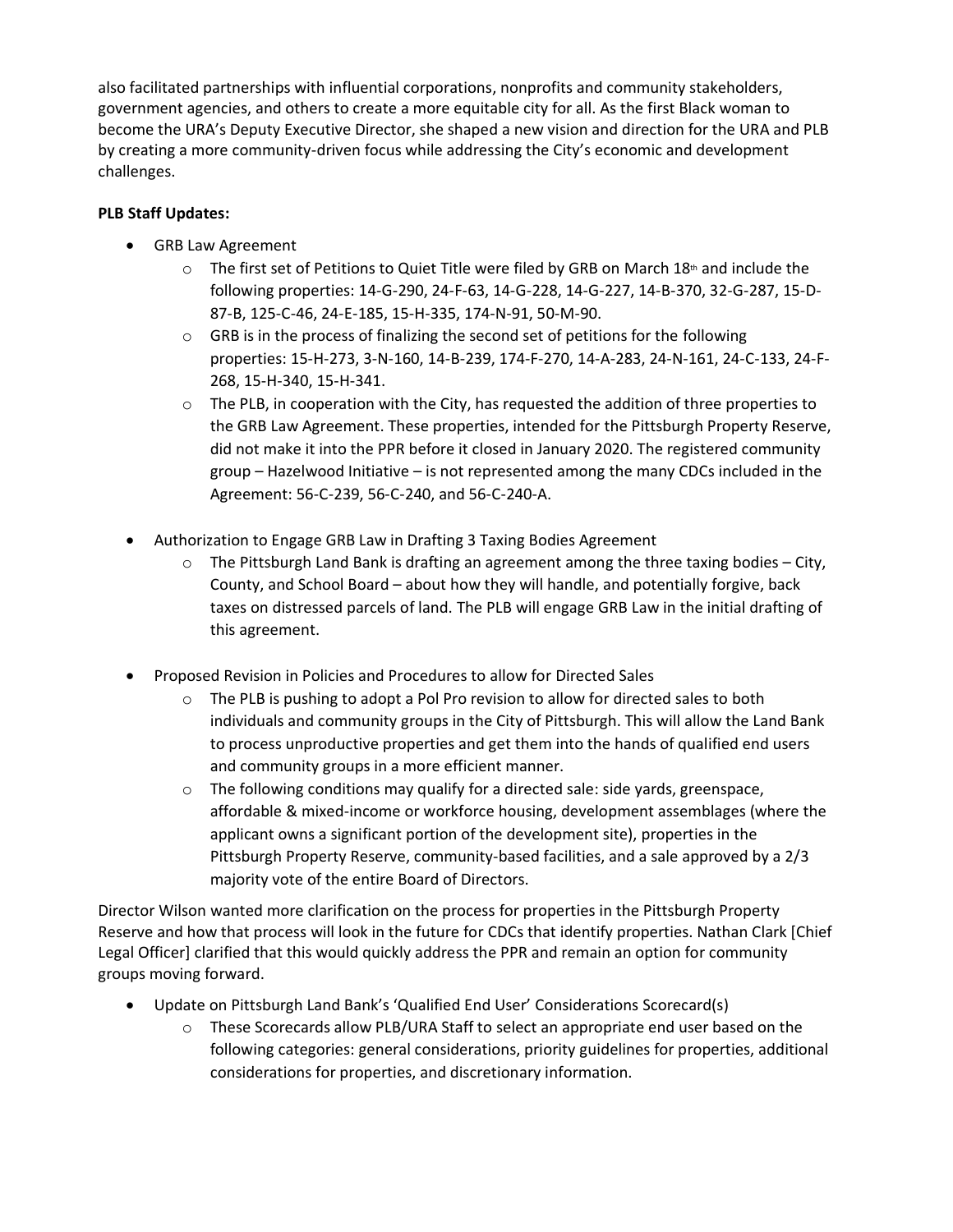also facilitated partnerships with influential corporations, nonprofits and community stakeholders, government agencies, and others to create a more equitable city for all. As the first Black woman to become the URA's Deputy Executive Director, she shaped a new vision and direction for the URA and PLB by creating a more community-driven focus while addressing the City's economic and development challenges.

**PLB Staff Updates:**

- GRB Law Agreement
  - The first set of Petitions to Quiet Title were filed by GRB on March 18th and include the following properties: 14-G-290, 24-F-63, 14-G-228, 14-G-227, 14-B-370, 32-G-287, 15-D-87-B, 125-C-46, 24-E-185, 15-H-335, 174-N-91, 50-M-90.
  - GRB is in the process of finalizing the second set of petitions for the following properties: 15-H-273, 3-N-160, 14-B-239, 174-F-270, 14-A-283, 24-N-161, 24-C-133, 24-F-268, 15-H-340, 15-H-341.
  - The PLB, in cooperation with the City, has requested the addition of three properties to the GRB Law Agreement. These properties, intended for the Pittsburgh Property Reserve, did not make it into the PPR before it closed in January 2020. The registered community group – Hazelwood Initiative – is not represented among the many CDCs included in the Agreement: 56-C-239, 56-C-240, and 56-C-240-A.

- Authorization to Engage GRB Law in Drafting 3 Taxing Bodies Agreement
  - The Pittsburgh Land Bank is drafting an agreement among the three taxing bodies – City, County, and School Board – about how they will handle, and potentially forgive, back taxes on distressed parcels of land. The PLB will engage GRB Law in the initial drafting of this agreement.

- Proposed Revision in Policies and Procedures to allow for Directed Sales
  - The PLB is pushing to adopt a Pol Pro revision to allow for directed sales to both individuals and community groups in the City of Pittsburgh. This will allow the Land Bank to process unproductive properties and get them into the hands of qualified end users and community groups in a more efficient manner.
  - The following conditions may qualify for a directed sale: side yards, greenspace, affordable & mixed-income or workforce housing, development assemblages (where the applicant owns a significant portion of the development site), properties in the Pittsburgh Property Reserve, community-based facilities, and a sale approved by a 2/3 majority vote of the entire Board of Directors.

Director Wilson wanted more clarification on the process for properties in the Pittsburgh Property Reserve and how that process will look in the future for CDCs that identify properties. Nathan Clark [Chief Legal Officer] clarified that this would quickly address the PPR and remain an option for community groups moving forward.

- Update on Pittsburgh Land Bank's 'Qualified End User' Considerations Scorecard(s)
  - These Scorecards allow PLB/URA Staff to select an appropriate end user based on the following categories: general considerations, priority guidelines for properties, additional considerations for properties, and discretionary information.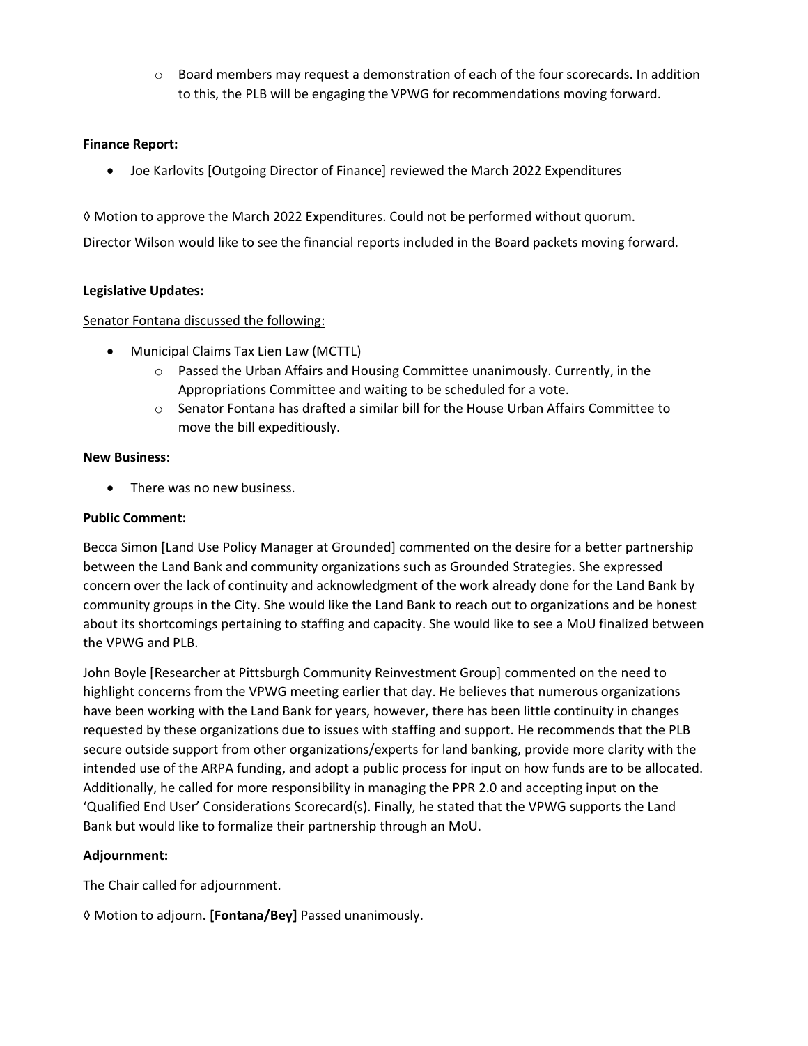- Board members may request a demonstration of each of the four scorecards. In addition to this, the PLB will be engaging the VPWG for recommendations moving forward.

**Finance Report:**

- Joe Karlovits [Outgoing Director of Finance] reviewed the March 2022 Expenditures

◊ Motion to approve the March 2022 Expenditures. Could not be performed without quorum.

Director Wilson would like to see the financial reports included in the Board packets moving forward.

**Legislative Updates:**

Senator Fontana discussed the following:

- Municipal Claims Tax Lien Law (MCTTL)
  - Passed the Urban Affairs and Housing Committee unanimously. Currently, in the Appropriations Committee and waiting to be scheduled for a vote.
  - Senator Fontana has drafted a similar bill for the House Urban Affairs Committee to move the bill expeditiously.

**New Business:**

- There was no new business.

**Public Comment:**

Becca Simon [Land Use Policy Manager at Grounded] commented on the desire for a better partnership between the Land Bank and community organizations such as Grounded Strategies. She expressed concern over the lack of continuity and acknowledgment of the work already done for the Land Bank by community groups in the City. She would like the Land Bank to reach out to organizations and be honest about its shortcomings pertaining to staffing and capacity. She would like to see a MoU finalized between the VPWG and PLB.

John Boyle [Researcher at Pittsburgh Community Reinvestment Group] commented on the need to highlight concerns from the VPWG meeting earlier that day. He believes that numerous organizations have been working with the Land Bank for years, however, there has been little continuity in changes requested by these organizations due to issues with staffing and support. He recommends that the PLB secure outside support from other organizations/experts for land banking, provide more clarity with the intended use of the ARPA funding, and adopt a public process for input on how funds are to be allocated. Additionally, he called for more responsibility in managing the PPR 2.0 and accepting input on the 'Qualified End User' Considerations Scorecard(s). Finally, he stated that the VPWG supports the Land Bank but would like to formalize their partnership through an MoU.

**Adjournment:**

The Chair called for adjournment.

◊ Motion to adjourn**. [Fontana/Bey]** Passed unanimously.